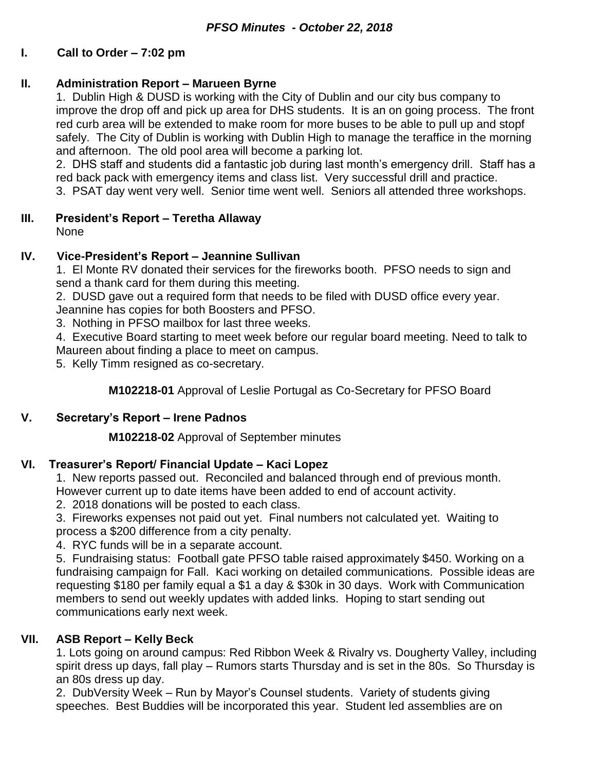# *PFSO Minutes - October 22, 2018*

## I. Call to Order – 7:02 pm

## II. Administration Report – Marueen Byrne

1. Dublin High & DUSD is working with the City of Dublin and our city bus company to improve the drop off and pick up area for DHS students. It is an on going process. The front red curb area will be extended to make room for more buses to be able to pull up and stopf safely. The City of Dublin is working with Dublin High to manage the teraffice in the morning and afternoon. The old pool area will become a parking lot.
2. DHS staff and students did a fantastic job during last month's emergency drill. Staff has a red back pack with emergency items and class list. Very successful drill and practice.
3. PSAT day went very well. Senior time went well. Seniors all attended three workshops.

## III. President's Report – Teretha Allaway

None

## IV. Vice-President's Report – Jeannine Sullivan

1. El Monte RV donated their services for the fireworks booth. PFSO needs to sign and send a thank card for them during this meeting.
2. DUSD gave out a required form that needs to be filed with DUSD office every year. Jeannine has copies for both Boosters and PFSO.
3. Nothing in PFSO mailbox for last three weeks.
4. Executive Board starting to meet week before our regular board meeting. Need to talk to Maureen about finding a place to meet on campus.
5. Kelly Timm resigned as co-secretary.

**M102218-01** Approval of Leslie Portugal as Co-Secretary for PFSO Board

## V. Secretary's Report – Irene Padnos

**M102218-02** Approval of September minutes

## VI. Treasurer's Report/ Financial Update – Kaci Lopez

1. New reports passed out. Reconciled and balanced through end of previous month. However current up to date items have been added to end of account activity.
2. 2018 donations will be posted to each class.
3. Fireworks expenses not paid out yet. Final numbers not calculated yet. Waiting to process a $200 difference from a city penalty.
4. RYC funds will be in a separate account.
5. Fundraising status: Football gate PFSO table raised approximately $450. Working on a fundraising campaign for Fall. Kaci working on detailed communications. Possible ideas are requesting $180 per family equal a $1 a day & $30k in 30 days. Work with Communication members to send out weekly updates with added links. Hoping to start sending out communications early next week.

## VII. ASB Report – Kelly Beck

1. Lots going on around campus: Red Ribbon Week & Rivalry vs. Dougherty Valley, including spirit dress up days, fall play – Rumors starts Thursday and is set in the 80s. So Thursday is an 80s dress up day.
2. DubVersity Week – Run by Mayor's Counsel students. Variety of students giving speeches. Best Buddies will be incorporated this year. Student led assemblies are on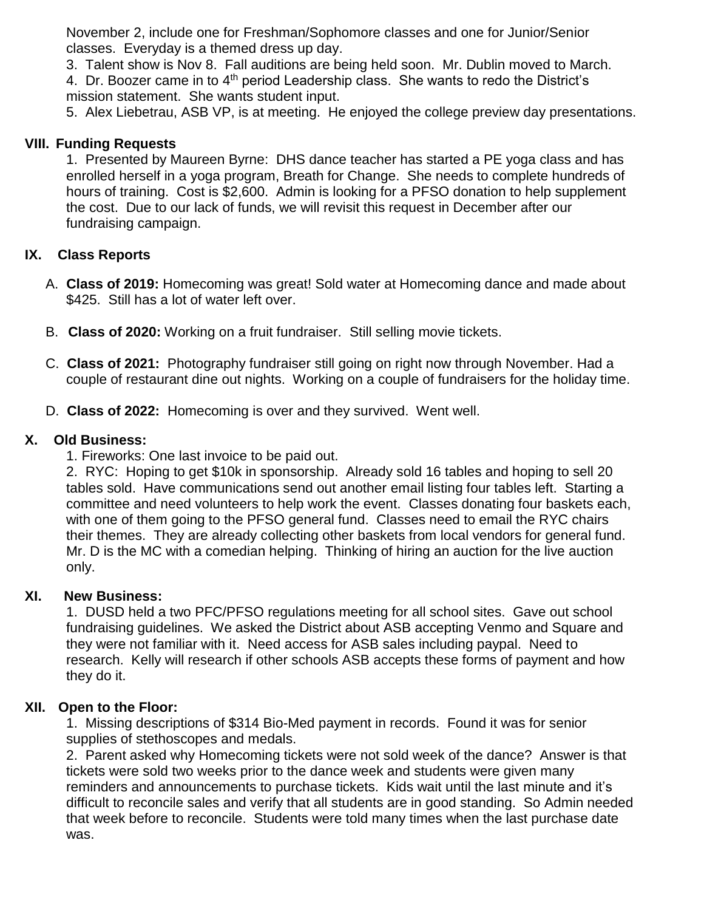November 2, include one for Freshman/Sophomore classes and one for Junior/Senior classes. Everyday is a themed dress up day.

3. Talent show is Nov 8. Fall auditions are being held soon. Mr. Dublin moved to March.
4. Dr. Boozer came in to 4th period Leadership class. She wants to redo the District's mission statement. She wants student input.
5. Alex Liebetrau, ASB VP, is at meeting. He enjoyed the college preview day presentations.

**VIII. Funding Requests**

1. Presented by Maureen Byrne: DHS dance teacher has started a PE yoga class and has enrolled herself in a yoga program, Breath for Change. She needs to complete hundreds of hours of training. Cost is $2,600. Admin is looking for a PFSO donation to help supplement the cost. Due to our lack of funds, we will revisit this request in December after our fundraising campaign.

**IX. Class Reports**

A. **Class of 2019:** Homecoming was great! Sold water at Homecoming dance and made about $425. Still has a lot of water left over.

B. **Class of 2020:** Working on a fruit fundraiser. Still selling movie tickets.

C. **Class of 2021:** Photography fundraiser still going on right now through November. Had a couple of restaurant dine out nights. Working on a couple of fundraisers for the holiday time.

D. **Class of 2022:** Homecoming is over and they survived. Went well.

**X. Old Business:**

1. Fireworks: One last invoice to be paid out.
2. RYC: Hoping to get $10k in sponsorship. Already sold 16 tables and hoping to sell 20 tables sold. Have communications send out another email listing four tables left. Starting a committee and need volunteers to help work the event. Classes donating four baskets each, with one of them going to the PFSO general fund. Classes need to email the RYC chairs their themes. They are already collecting other baskets from local vendors for general fund. Mr. D is the MC with a comedian helping. Thinking of hiring an auction for the live auction only.

**XI. New Business:**

1. DUSD held a two PFC/PFSO regulations meeting for all school sites. Gave out school fundraising guidelines. We asked the District about ASB accepting Venmo and Square and they were not familiar with it. Need access for ASB sales including paypal. Need to research. Kelly will research if other schools ASB accepts these forms of payment and how they do it.

**XII. Open to the Floor:**

1. Missing descriptions of $314 Bio-Med payment in records. Found it was for senior supplies of stethoscopes and medals.
2. Parent asked why Homecoming tickets were not sold week of the dance? Answer is that tickets were sold two weeks prior to the dance week and students were given many reminders and announcements to purchase tickets. Kids wait until the last minute and it's difficult to reconcile sales and verify that all students are in good standing. So Admin needed that week before to reconcile. Students were told many times when the last purchase date was.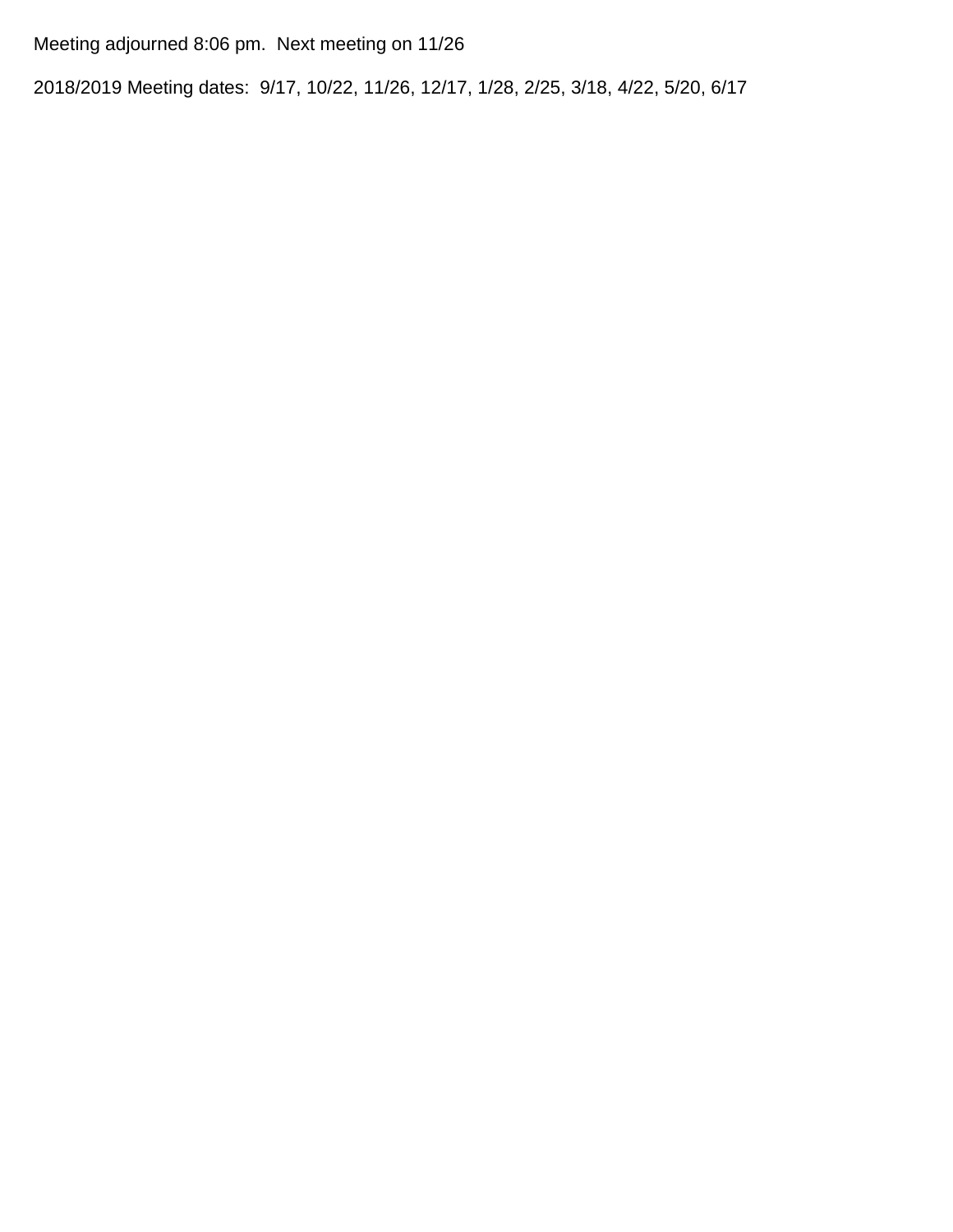Meeting adjourned 8:06 pm.  Next meeting on 11/26

2018/2019 Meeting dates:  9/17, 10/22, 11/26, 12/17, 1/28, 2/25, 3/18, 4/22, 5/20, 6/17